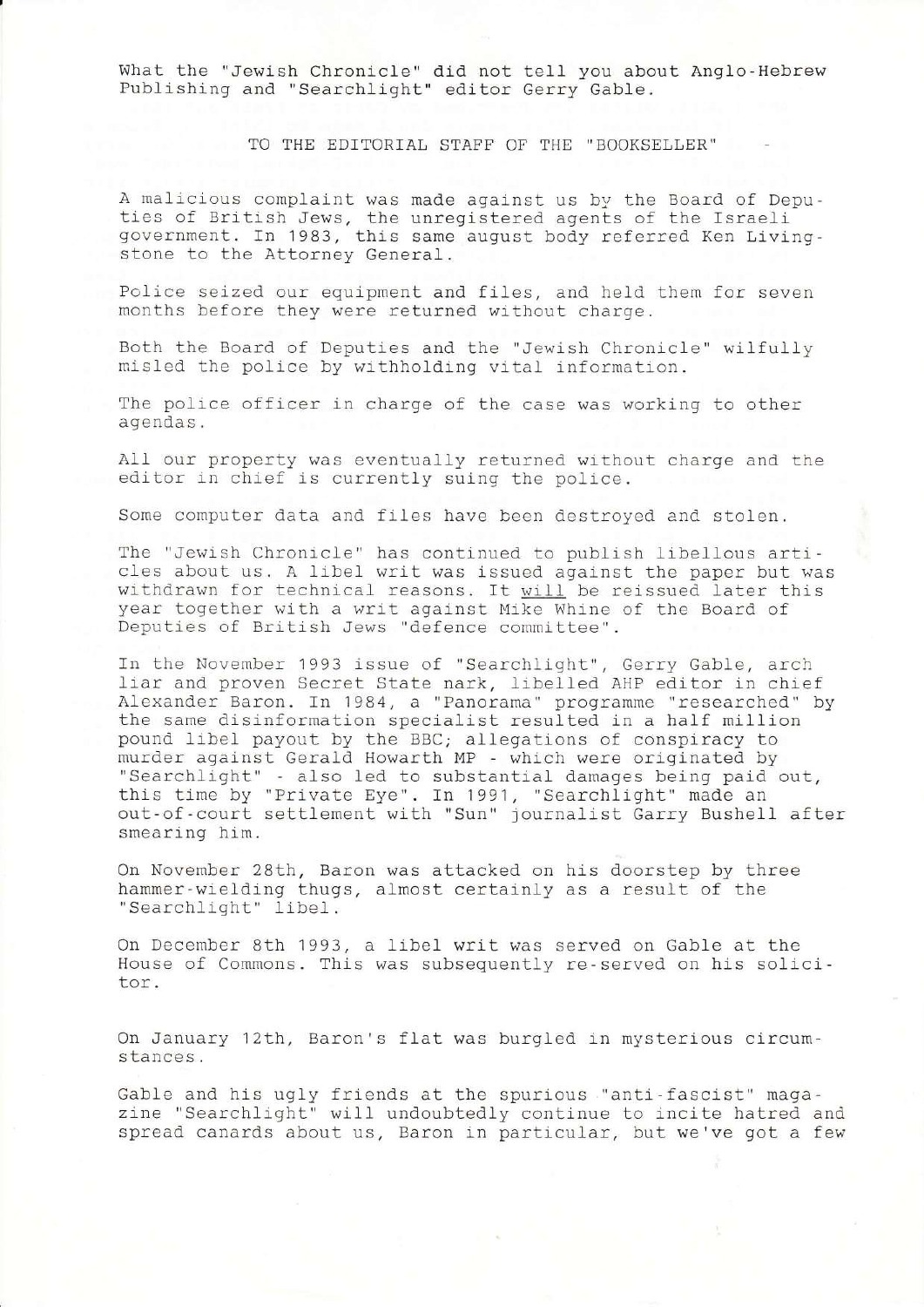What the "Jewish Chronicle" did not tell you about Anglo-Hebrew Publishing and "Searchlight" editor Gerry Gable.

TO THE EDITORIAL STAFF OF THE "BOOKSELLER"

A malicious complaint was made against us by the Board of Deputies of British Jews, the unregistered agents of the Israeli government. In 1983, this same august body referred Ken Livingstone to the Attorney General.

Police seized our equipment and files, and held them for seven months before they were returned without charge.

Both the Board of Deputies and the "Jewish Chronicle" wilfully misled the police by withholding vital information.

The police officer in charge of the case was working to other agendas.

All our property was eventually returned without charge and the editor in chief is currently suing the police.

Some computer data and files have been destroyed and stolen.

The "Jewish Chronicle" has continued to publish libellous articles about us. A libel writ was issued against the paper but was withdrawn for technical reasons. It <u>will</u> be reissued later this year together with a writ against Mike Whine of the Board of Deputies of British Jews "defence committee".

In the November 1993 issue of "Searchlight", Gerry Gable, arch liar and proven Secret State nark, libelled AHP editor in chief Alexander Baron. In 1984, a "Panorama" programme "researched" by the same disinformation specialist resulted in a half million pound libel payout by the BBC; allegations of conspiracy to murder against Gerald Howarth MP - which were originated by "Searchlight" - also led to substantial damages being paid out, this time by "Private Eye". In 1991, "Searchlight" made an out-of-court settlement with "Sun" journalist Garry Bushell after smearing him.

On November 28th, Baron was attacked on his doorstep by three hammer-wielding thugs, almost certainly as a result of the "Searchlight" libel.

On December 8th 1993, a libel writ was served on Gable at the House of Commons. This was subsequently re-served on his solicitor.

On January 12th, Baron's flat was burgled in mysterious circumstances.

Gable and his ugly friends at the spurious "anti-fascist" magazine "Searchlight" will undoubtedly continue to incite hatred and spread canards about us, Baron in particular, but we've got a few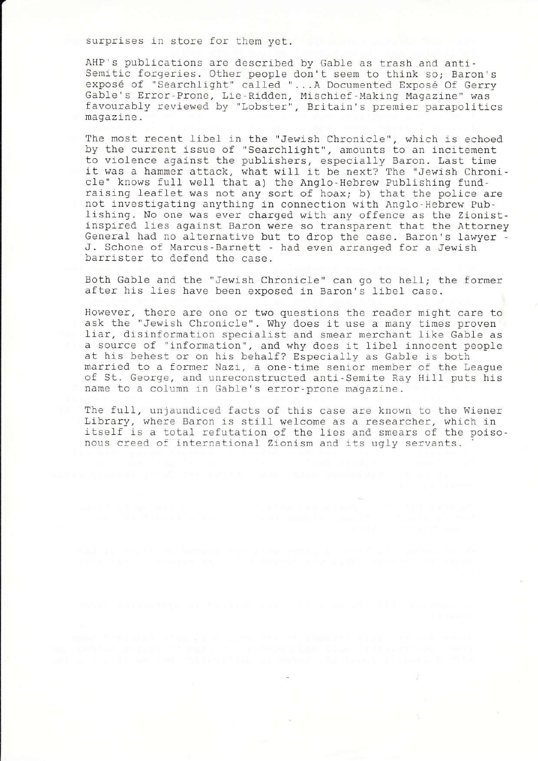surprises in store for them yet.

AHP's publications are described by Gable as trash and anti-Semitic forgeries. Other people don't seem to think so; Baron's exposé of "Searchlight" called "...A Documented Exposé Of Gerry Gable's Error-Prone, Lie-Ridden, Mischief-Making Magazine" was favourably reviewed by "Lobster", Britain's premier parapolitics magazine.

The most recent libel in the "Jewish Chronicle", which is echoed by the current issue of "Searchlight", amounts to an incitement to violence against the publishers, especially Baron. Last time it was a hammer attack, what will it be next? The "Jewish Chronicle" knows full well that a) the Anglo-Hebrew Publishing fund-raising leaflet was not any sort of hoax; b) that the police are not investigating anything in connection with Anglo-Hebrew Publishing. No one was ever charged with any offence as the Zionist-inspired lies against Baron were so transparent that the Attorney General had no alternative but to drop the case. Baron's lawyer - J. Schone of Marcus-Barnett - had even arranged for a Jewish barrister to defend the case.

Both Gable and the "Jewish Chronicle" can go to hell; the former after his lies have been exposed in Baron's libel case.

However, there are one or two questions the reader might care to ask the "Jewish Chronicle". Why does it use a many times proven liar, disinformation specialist and smear merchant like Gable as a source of "information", and why does it libel innocent people at his behest or on his behalf? Especially as Gable is both married to a former Nazi, a one-time senior member of the League of St. George, and unreconstructed anti-Semite Ray Hill puts his name to a column in Gable's error-prone magazine.

The full, unjaundiced facts of this case are known to the Wiener Library, where Baron is still welcome as a researcher, which in itself is a total refutation of the lies and smears of the poisonous creed of international Zionism and its ugly servants.